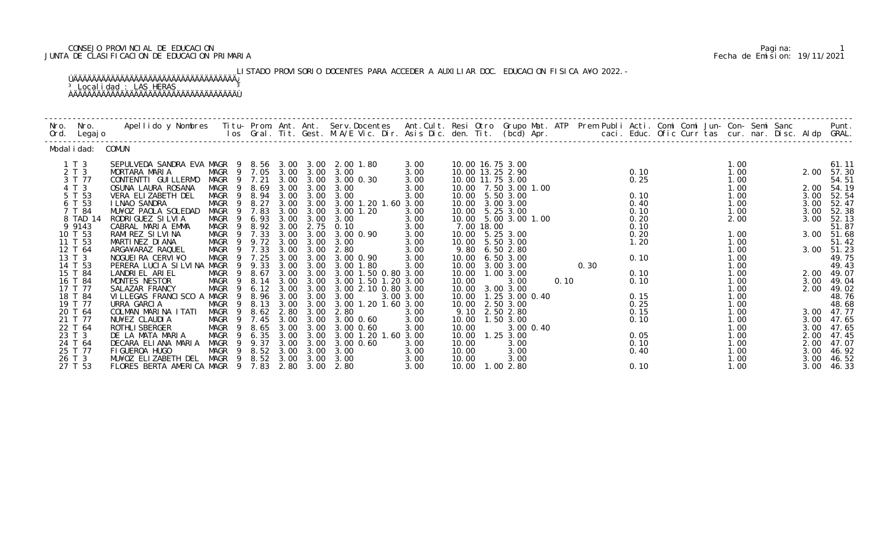CONSEJO PROVINCIAL DE EDUCACION
JUNTA DE CLASIFICACION DE EDUCACION PRIMARIA

Pagina: 1
Fecha de Emision: 19/11/2021

LISTADO PROVISORIO DOCENTES PARA ACCEDER A AUXILIAR DOC. EDUCACION FISICA A¥O 2022.-

Localidad : LAS HERAS

Modalidad: COMUN

| Nro. Ord. | Nro. Legajo | Apellido y Nombres | Titulos | Prom. Gral. | Ant. Tit. | Ant. Gest. | Serv.Docentes M.A/E Vic. Dir. | Ant.Cult. Asis Dic. | Resi den. | Otro Tit. | Grupo Mat. (bcd) | ATP Apr. | Prem caci. | Publi Educ. | Acti. Ofic | Comi Curr | Comi tas | Jun- cur. | Con- nar. | Semi Disc. | Sanc Aldp | Punt. GRAL. |
|---|---|---|---|---|---|---|---|---|---|---|---|---|---|---|---|---|---|---|---|---|---|---|
| 1 | T 3 | SEPULVEDA SANDRA EVA | MAGR 9 | 8.56 | 3.00 | 3.00 | 2.00 1.80 | 3.00 | 10.00 | 16.75 | 3.00 | | | | | | | 1.00 | | | | 61.11 |
| 2 | T 3 | MORTARA MARIA | MAGR 9 | 7.05 | 3.00 | 3.00 | 3.00 | 3.00 | 10.00 | 13.25 | 2.90 | | | 0.10 | | | | 1.00 | | | 2.00 | 57.30 |
| 3 | T 77 | CONTENTTI GUILLERMO | MAGR 9 | 7.21 | 3.00 | 3.00 | 3.00 0.30 | 3.00 | 10.00 | 11.75 | 3.00 | | | 0.25 | | | | 1.00 | | | | 54.51 |
| 4 | T 3 | OSUNA LAURA ROSANA | MAGR 9 | 8.69 | 3.00 | 3.00 | 3.00 | 3.00 | 10.00 | 7.50 | 3.00 1.00 | | | | | | | 1.00 | | | 2.00 | 54.19 |
| 5 | T 53 | VERA ELIZABETH DEL | MAGR 9 | 8.94 | 3.00 | 3.00 | 3.00 | 3.00 | 10.00 | 5.50 | 3.00 | | | 0.10 | | | | 1.00 | | | 3.00 | 52.54 |
| 6 | T 53 | ILNAO SANDRA | MAGR 9 | 8.27 | 3.00 | 3.00 | 3.00 1.20 1.60 | 3.00 | 10.00 | 3.00 | 3.00 | | | 0.40 | | | | 1.00 | | | 3.00 | 52.47 |
| 7 | T 84 | MU¥OZ PAOLA SOLEDAD | MAGR 9 | 7.83 | 3.00 | 3.00 | 3.00 1.20 | 3.00 | 10.00 | 5.25 | 3.00 | | | 0.10 | | | | 1.00 | | | 3.00 | 52.38 |
| 8 | TAD 14 | RODRIGUEZ SILVIA | MAGR 9 | 6.93 | 3.00 | 3.00 | 3.00 | 3.00 | 10.00 | 5.00 | 3.00 1.00 | | | 0.20 | | | | 2.00 | | | 3.00 | 52.13 |
| 9 | 9143 | CABRAL MARIA EMMA | MAGR 9 | 8.92 | 3.00 | 2.75 | 0.10 | 3.00 | 7.00 | 18.00 | | | | 0.10 | | | | | | | | 51.87 |
| 10 | T 53 | RAMIREZ SILVINA | MAGR 9 | 7.33 | 3.00 | 3.00 | 3.00 0.90 | 3.00 | 10.00 | 5.25 | 3.00 | | | 0.20 | | | | 1.00 | | | 3.00 | 51.68 |
| 11 | T 53 | MARTINEZ DIANA | MAGR 9 | 9.72 | 3.00 | 3.00 | 3.00 | 3.00 | 10.00 | 5.50 | 3.00 | | | 1.20 | | | | 1.00 | | | | 51.42 |
| 12 | T 64 | ARGA¥ARAZ RAQUEL | MAGR 9 | 7.33 | 3.00 | 3.00 | 2.80 | 3.00 | 9.80 | 6.50 | 2.80 | | | | | | | 1.00 | | | 3.00 | 51.23 |
| 13 | T 3 | NOGUEIRA CERVI¥O | MAGR 9 | 7.25 | 3.00 | 3.00 | 3.00 0.90 | 3.00 | 10.00 | 6.50 | 3.00 | | | 0.10 | | | | 1.00 | | | | 49.75 |
| 14 | T 53 | PERERA LUCIA SILVINA | MAGR 9 | 9.33 | 3.00 | 3.00 | 3.00 1.80 | 3.00 | 10.00 | 3.00 | 3.00 | | 0.30 | | | | | 1.00 | | | | 49.43 |
| 15 | T 84 | LANDRIEL ARIEL | MAGR 9 | 8.67 | 3.00 | 3.00 | 3.00 1.50 0.80 | 3.00 | 10.00 | 1.00 | 3.00 | | | 0.10 | | | | 1.00 | | | 2.00 | 49.07 |
| 16 | T 84 | MONTES NESTOR | MAGR 9 | 8.14 | 3.00 | 3.00 | 3.00 1.50 1.20 | 3.00 | 10.00 | | 3.00 | 0.10 | | 0.10 | | | | 1.00 | | | 3.00 | 49.04 |
| 17 | T 77 | SALAZAR FRANCY | MAGR 9 | 6.12 | 3.00 | 3.00 | 3.00 2.10 0.80 | 3.00 | 10.00 | 3.00 | 3.00 | | | | | | | 1.00 | | | 2.00 | 49.02 |
| 18 | T 84 | VILLEGAS FRANCISCO A | MAGR 9 | 8.96 | 3.00 | 3.00 | 3.00 | 3.00 3.00 | 10.00 | 1.25 | 3.00 0.40 | | | 0.15 | | | | 1.00 | | | | 48.76 |
| 19 | T 77 | URRA GARCIA | MAGR 9 | 8.13 | 3.00 | 3.00 | 3.00 1.20 1.60 | 3.00 | 10.00 | 2.50 | 3.00 | | | 0.25 | | | | 1.00 | | | | 48.68 |
| 20 | T 64 | COLMAN MARINA ITATI | MAGR 9 | 8.62 | 2.80 | 3.00 | 2.80 | 3.00 | 9.10 | 2.50 | 2.80 | | | 0.15 | | | | 1.00 | | | 3.00 | 47.77 |
| 21 | T 77 | NU¥EZ CLAUDIA | MAGR 9 | 7.45 | 3.00 | 3.00 | 3.00 0.60 | 3.00 | 10.00 | 1.50 | 3.00 | | | 0.10 | | | | 1.00 | | | 3.00 | 47.65 |
| 22 | T 64 | ROTHLISBERGER | MAGR 9 | 8.65 | 3.00 | 3.00 | 3.00 0.60 | 3.00 | 10.00 | | 3.00 0.40 | | | | | | | 1.00 | | | 3.00 | 47.65 |
| 23 | T 3 | DE LA MATA MARIA | MAGR 9 | 6.35 | 3.00 | 3.00 | 3.00 1.20 1.60 | 3.00 | 10.00 | 1.25 | 3.00 | | | 0.05 | | | | 1.00 | | | 2.00 | 47.45 |
| 24 | T 64 | DECARA ELIANA MARIA | MAGR 9 | 9.37 | 3.00 | 3.00 | 3.00 0.60 | 3.00 | 10.00 | | 3.00 | | | 0.10 | | | | 1.00 | | | 2.00 | 47.07 |
| 25 | T 77 | FIGUEROA HUGO | MAGR 9 | 8.52 | 3.00 | 3.00 | 3.00 | 3.00 | 10.00 | | 3.00 | | | 0.40 | | | | 1.00 | | | 3.00 | 46.92 |
| 26 | T 3 | MU¥OZ ELIZABETH DEL | MAGR 9 | 8.52 | 3.00 | 3.00 | 3.00 | 3.00 | 10.00 | | 3.00 | | | | | | | 1.00 | | | 3.00 | 46.52 |
| 27 | T 53 | FLORES BERTA AMERICA | MAGR 9 | 7.83 | 2.80 | 3.00 | 2.80 | 3.00 | 10.00 | 1.00 | 2.80 | | | 0.10 | | | | 1.00 | | | 3.00 | 46.33 |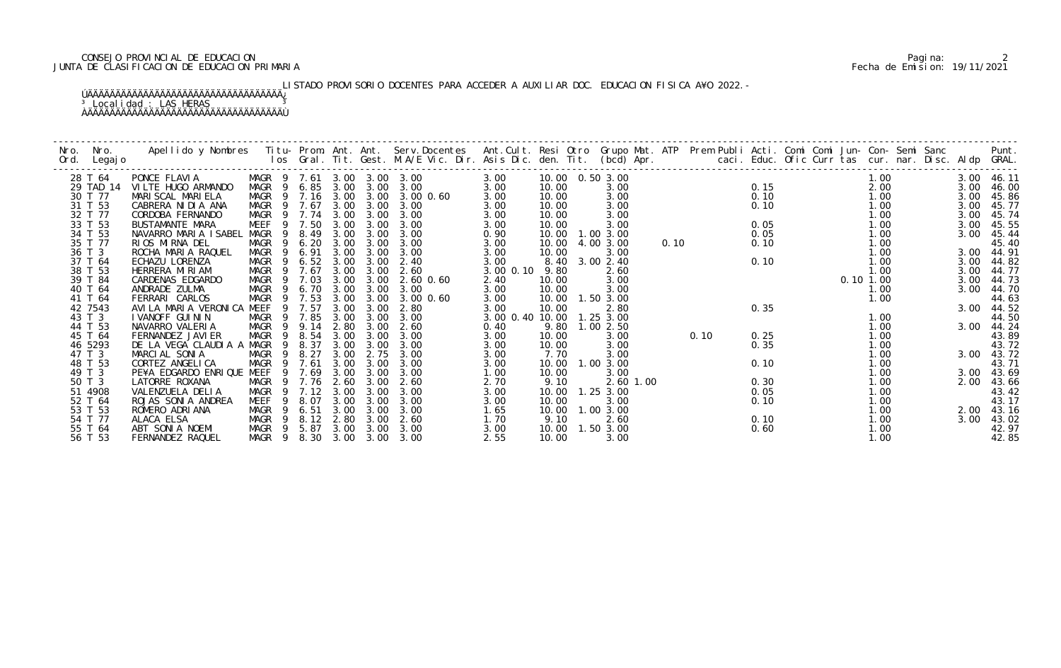CONSEJO PROVINCIAL DE EDUCACION
JUNTA DE CLASIFICACION DE EDUCACION PRIMARIA

Pagina: 2
Fecha de Emision: 19/11/2021

LISTADO PROVISORIO DOCENTES PARA ACCEDER A AUXILIAR DOC. EDUCACION FISICA A¥O 2022.-

Localidad : LAS HERAS

| Nro. Ord. | Nro. Legajo | Apellido y Nombres | Titu- los | Prom. Gral. | Ant. Tit. | Ant. Gest. | Serv.Docentes M.A/E Vic. Dir. | Ant.Cult. Asis Dic. | Resi den. | Otro Tit. | Grupo Mat. (bcd) | ATP Apr. | Prem | Publi caci. | Acti. Educ. | Comi Ofic | Comi Curr | Jun- tas | Con- cur. | Semi nar. | Sanc Disc. | Aldp | Punt. GRAL. |
|---|---|---|---|---|---|---|---|---|---|---|---|---|---|---|---|---|---|---|---|---|---|---|---|
| 28 | T 64 | PONCE FLAVIA | MAGR 9 | 7.61 | 3.00 | 3.00 | 3.00 | 3.00 | 10.00 | 0.50 | 3.00 | | | | | | | | 1.00 | | | 3.00 | 46.11 |
| 29 | TAD 14 | VILTE HUGO ARMANDO | MAGR 9 | 6.85 | 3.00 | 3.00 | 3.00 | 3.00 | 10.00 | | 3.00 | | | | 0.15 | | | | 2.00 | | | 3.00 | 46.00 |
| 30 | T 77 | MARISCAL MARIELA | MAGR 9 | 7.16 | 3.00 | 3.00 | 3.00 0.60 | 3.00 | 10.00 | | 3.00 | | | | 0.10 | | | | 1.00 | | | 3.00 | 45.86 |
| 31 | T 53 | CABRERA NIDIA ANA | MAGR 9 | 7.67 | 3.00 | 3.00 | 3.00 | 3.00 | 10.00 | | 3.00 | | | | 0.10 | | | | 1.00 | | | 3.00 | 45.77 |
| 32 | T 77 | CORDOBA FERNANDO | MAGR 9 | 7.74 | 3.00 | 3.00 | 3.00 | 3.00 | 10.00 | | 3.00 | | | | | | | | 1.00 | | | 3.00 | 45.74 |
| 33 | T 53 | BUSTAMANTE MARA | MEEF 9 | 7.50 | 3.00 | 3.00 | 3.00 | 3.00 | 10.00 | | 3.00 | | | | 0.05 | | | | 1.00 | | | 3.00 | 45.55 |
| 34 | T 53 | NAVARRO MARIA ISABEL | MAGR 9 | 8.49 | 3.00 | 3.00 | 3.00 | 0.90 | 10.00 | 1.00 | 3.00 | | | | 0.05 | | | | 1.00 | | | 3.00 | 45.44 |
| 35 | T 77 | RIOS MIRNA DEL | MAGR 9 | 6.20 | 3.00 | 3.00 | 3.00 | 3.00 | 10.00 | 4.00 | 3.00 | | 0.10 | | 0.10 | | | | 1.00 | | | | 45.40 |
| 36 | T 3 | ROCHA MARIA RAQUEL | MAGR 9 | 6.91 | 3.00 | 3.00 | 3.00 | 3.00 | 10.00 | | 3.00 | | | | | | | | 1.00 | | | 3.00 | 44.91 |
| 37 | T 64 | ECHAZU LORENZA | MAGR 9 | 6.52 | 3.00 | 3.00 | 2.40 | 3.00 | 8.40 | 3.00 | 2.40 | | | | 0.10 | | | | 1.00 | | | 3.00 | 44.82 |
| 38 | T 53 | HERRERA MIRIAM | MAGR 9 | 7.67 | 3.00 | 3.00 | 2.60 | 3.00 0.10 | 9.80 | | 2.60 | | | | | | | | 1.00 | | | 3.00 | 44.77 |
| 39 | T 84 | CARDENAS EDGARDO | MAGR 9 | 7.03 | 3.00 | 3.00 | 2.60 0.60 | 2.40 | 10.00 | | 3.00 | | | | | | | 0.10 | 1.00 | | | 3.00 | 44.73 |
| 40 | T 64 | ANDRADE ZULMA | MAGR 9 | 6.70 | 3.00 | 3.00 | 3.00 | 3.00 | 10.00 | | 3.00 | | | | | | | | 1.00 | | | 3.00 | 44.70 |
| 41 | T 64 | FERRARI CARLOS | MAGR 9 | 7.53 | 3.00 | 3.00 | 3.00 0.60 | 3.00 | 10.00 | 1.50 | 3.00 | | | | | | | | 1.00 | | | | 44.63 |
| 42 | 7543 | AVILA MARIA VERONICA | MEEF 9 | 7.57 | 3.00 | 3.00 | 2.80 | 3.00 | 10.00 | | 2.80 | | | | 0.35 | | | | | | | 3.00 | 44.52 |
| 43 | T 3 | IVANOFF GUININ | MAGR 9 | 7.85 | 3.00 | 3.00 | 3.00 | 3.00 0.40 | 10.00 | 1.25 | 3.00 | | | | | | | | 1.00 | | | | 44.50 |
| 44 | T 53 | NAVARRO VALERIA | MAGR 9 | 9.14 | 2.80 | 3.00 | 2.60 | 0.40 | 9.80 | 1.00 | 2.50 | | | | | | | | 1.00 | | | 3.00 | 44.24 |
| 45 | T 64 | FERNANDEZ JAVIER | MAGR 9 | 8.54 | 3.00 | 3.00 | 3.00 | 3.00 | 10.00 | | 3.00 | | | 0.10 | 0.25 | | | | 1.00 | | | | 43.89 |
| 46 | 5293 | DE LA VEGA CLAUDIA A | MAGR 9 | 8.37 | 3.00 | 3.00 | 3.00 | 3.00 | 10.00 | | 3.00 | | | | 0.35 | | | | 1.00 | | | | 43.72 |
| 47 | T 3 | MARCIAL SONIA | MAGR 9 | 8.27 | 3.00 | 2.75 | 3.00 | 3.00 | 7.70 | | 3.00 | | | | | | | | 1.00 | | | 3.00 | 43.72 |
| 48 | T 53 | CORTEZ ANGELICA | MAGR 9 | 7.61 | 3.00 | 3.00 | 3.00 | 3.00 | 10.00 | 1.00 | 3.00 | | | | 0.10 | | | | 1.00 | | | | 43.71 |
| 49 | T 3 | PE¥A EDGARDO ENRIQUE | MEEF 9 | 7.69 | 3.00 | 3.00 | 3.00 | 1.00 | 10.00 | | 3.00 | | | | | | | | 1.00 | | | 3.00 | 43.69 |
| 50 | T 3 | LATORRE ROXANA | MAGR 9 | 7.76 | 2.60 | 3.00 | 2.60 | 2.70 | 9.10 | | 2.60 | 1.00 | | | 0.30 | | | | 1.00 | | | 2.00 | 43.66 |
| 51 | 4908 | VALENZUELA DELIA | MAGR 9 | 7.12 | 3.00 | 3.00 | 3.00 | 3.00 | 10.00 | 1.25 | 3.00 | | | | 0.05 | | | | 1.00 | | | | 43.42 |
| 52 | T 64 | ROJAS SONIA ANDREA | MEEF 9 | 8.07 | 3.00 | 3.00 | 3.00 | 3.00 | 10.00 | | 3.00 | | | | 0.10 | | | | 1.00 | | | | 43.17 |
| 53 | T 53 | ROMERO ADRIANA | MAGR 9 | 6.51 | 3.00 | 3.00 | 3.00 | 1.65 | 10.00 | 1.00 | 3.00 | | | | | | | | 1.00 | | | 2.00 | 43.16 |
| 54 | T 77 | ALACA ELSA | MAGR 9 | 8.12 | 2.80 | 3.00 | 2.60 | 1.70 | 9.10 | | 2.60 | | | | 0.10 | | | | 1.00 | | | 3.00 | 43.02 |
| 55 | T 64 | ABT SONIA NOEMI | MAGR 9 | 5.87 | 3.00 | 3.00 | 3.00 | 3.00 | 10.00 | 1.50 | 3.00 | | | | 0.60 | | | | 1.00 | | | | 42.97 |
| 56 | T 53 | FERNANDEZ RAQUEL | MAGR 9 | 8.30 | 3.00 | 3.00 | 3.00 | 2.55 | 10.00 | | 3.00 | | | | | | | | 1.00 | | | | 42.85 |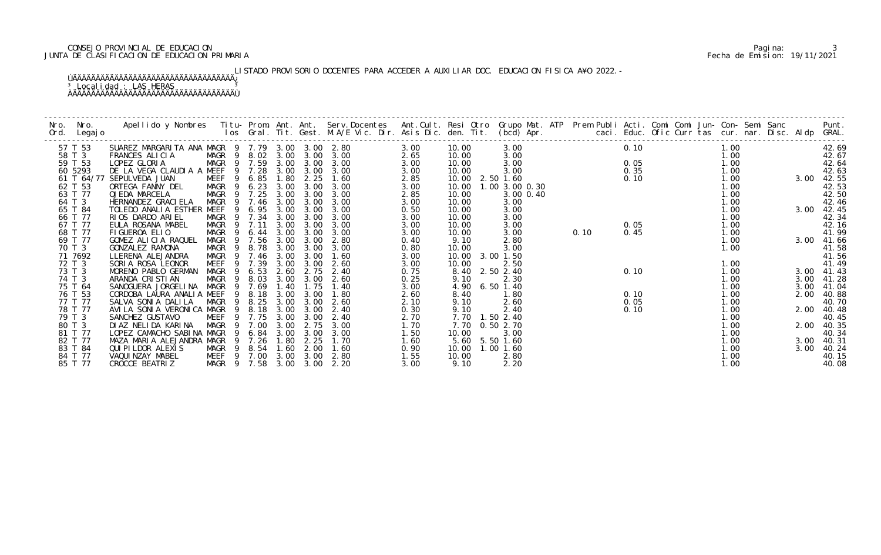CONSEJO PROVINCIAL DE EDUCACION
JUNTA DE CLASIFICACION DE EDUCACION PRIMARIA

Pagina: 3
Fecha de Emision: 19/11/2021

LISTADO PROVISORIO DOCENTES PARA ACCEDER A AUXILIAR DOC. EDUCACION FISICA A¥O 2022.-

Localidad : LAS HERAS

| Nro. Ord. | Nro. Legajo | Apellido y Nombres | Titu- los | Prom. Gral. | Ant. Tit. | Ant. Gest. | Serv. Docentes M.A/E Vic. Dir. | Ant. Cult. Asis Dic. | Resi den. | Otro Tit. | Grupo Mat. (bcd) | ATP Apr. | Prem caci. | Publi Educ. | Acti. Ofic | Comi Curr | Comi tas | Jun- cur. | Con- nar. | Semi Disc. | Sanc Aldp | Punt. GRAL. |
|---|---|---|---|---|---|---|---|---|---|---|---|---|---|---|---|---|---|---|---|---|---|---|
| 57 | T 53 | SUAREZ MARGARITA ANA | MAGR 9 | 7.79 | 3.00 | 3.00 | 2.80 | 3.00 | 10.00 | | 3.00 | | | 0.10 | | | | 1.00 | | | | 42.69 |
| 58 | T 3 | FRANCES ALICIA | MAGR 9 | 8.02 | 3.00 | 3.00 | 3.00 | 2.65 | 10.00 | | 3.00 | | | | | | | 1.00 | | | | 42.67 |
| 59 | T 53 | LOPEZ GLORIA | MAGR 9 | 7.59 | 3.00 | 3.00 | 3.00 | 3.00 | 10.00 | | 3.00 | | | 0.05 | | | | 1.00 | | | | 42.64 |
| 60 | 5293 | DE LA VEGA CLAUDIA A | MEEF 9 | 7.28 | 3.00 | 3.00 | 3.00 | 3.00 | 10.00 | | 3.00 | | | 0.35 | | | | 1.00 | | | | 42.63 |
| 61 | T 64/77 | SEPULVEDA JUAN | MEEF 9 | 6.85 | 1.80 | 2.25 | 1.60 | 2.85 | 10.00 | 2.50 | 1.60 | | | 0.10 | | | | 1.00 | | | 3.00 | 42.55 |
| 62 | T 53 | ORTEGA FANNY DEL | MAGR 9 | 6.23 | 3.00 | 3.00 | 3.00 | 3.00 | 10.00 | 1.00 | 3.00 | 0.30 | | | | | | 1.00 | | | | 42.53 |
| 63 | T 77 | OJEDA MARCELA | MAGR 9 | 7.25 | 3.00 | 3.00 | 3.00 | 2.85 | 10.00 | | 3.00 | 0.40 | | | | | | 1.00 | | | | 42.50 |
| 64 | T 3 | HERNANDEZ GRACIELA | MAGR 9 | 7.46 | 3.00 | 3.00 | 3.00 | 3.00 | 10.00 | | 3.00 | | | | | | | 1.00 | | | | 42.46 |
| 65 | T 84 | TOLEDO ANALIA ESTHER | MEEF 9 | 6.95 | 3.00 | 3.00 | 3.00 | 0.50 | 10.00 | | 3.00 | | | | | | | 1.00 | | | 3.00 | 42.45 |
| 66 | T 77 | RIOS DARDO ARIEL | MAGR 9 | 7.34 | 3.00 | 3.00 | 3.00 | 3.00 | 10.00 | | 3.00 | | | | | | | 1.00 | | | | 42.34 |
| 67 | T 77 | EULA ROSANA MABEL | MAGR 9 | 7.11 | 3.00 | 3.00 | 3.00 | 3.00 | 10.00 | | 3.00 | | | 0.05 | | | | 1.00 | | | | 42.16 |
| 68 | T 77 | FIGUEROA ELIO | MAGR 9 | 6.44 | 3.00 | 3.00 | 3.00 | 3.00 | 10.00 | | 3.00 | | 0.10 | 0.45 | | | | 1.00 | | | | 41.99 |
| 69 | T 77 | GOMEZ ALICIA RAQUEL | MAGR 9 | 7.56 | 3.00 | 3.00 | 2.80 | 0.40 | 9.10 | | 2.80 | | | | | | | 1.00 | | | 3.00 | 41.66 |
| 70 | T 3 | GONZALEZ RAMONA | MAGR 9 | 8.78 | 3.00 | 3.00 | 3.00 | 0.80 | 10.00 | | 3.00 | | | | | | | 1.00 | | | | 41.58 |
| 71 | 7692 | LLERENA ALEJANDRA | MAGR 9 | 7.46 | 3.00 | 3.00 | 1.60 | 3.00 | 10.00 | 3.00 | 1.50 | | | | | | | | | | | 41.56 |
| 72 | T 3 | SORIA ROSA LEONOR | MEEF 9 | 7.39 | 3.00 | 3.00 | 2.60 | 3.00 | 10.00 | | 2.50 | | | | | | | 1.00 | | | | 41.49 |
| 73 | T 3 | MORENO PABLO GERMAN | MAGR 9 | 6.53 | 2.60 | 2.75 | 2.40 | 0.75 | 8.40 | 2.50 | 2.40 | | | 0.10 | | | | 1.00 | | | 3.00 | 41.43 |
| 74 | T 3 | ARANDA CRISTIAN | MAGR 9 | 8.03 | 3.00 | 3.00 | 2.60 | 0.25 | 9.10 | | 2.30 | | | | | | | 1.00 | | | 3.00 | 41.28 |
| 75 | T 64 | SANOGUERA JORGELINA | MAGR 9 | 7.69 | 1.40 | 1.75 | 1.40 | 3.00 | 4.90 | 6.50 | 1.40 | | | | | | | 1.00 | | | 3.00 | 41.04 |
| 76 | T 53 | CORDOBA LAURA ANALIA | MEEF 9 | 8.18 | 3.00 | 3.00 | 1.80 | 2.60 | 8.40 | | 1.80 | | | 0.10 | | | | 1.00 | | | 2.00 | 40.88 |
| 77 | T 77 | SALVA SONIA DALILA | MAGR 9 | 8.25 | 3.00 | 3.00 | 2.60 | 2.10 | 9.10 | | 2.60 | | | 0.05 | | | | 1.00 | | | | 40.70 |
| 78 | T 77 | AVILA SONIA VERONICA | MAGR 9 | 8.18 | 3.00 | 3.00 | 2.40 | 0.30 | 9.10 | | 2.40 | | | 0.10 | | | | 1.00 | | | 2.00 | 40.48 |
| 79 | T 3 | SANCHEZ GUSTAVO | MEEF 9 | 7.75 | 3.00 | 3.00 | 2.40 | 2.70 | 7.70 | 1.50 | 2.40 | | | | | | | 1.00 | | | | 40.45 |
| 80 | T 3 | DIAZ NELIDA KARINA | MAGR 9 | 7.00 | 3.00 | 2.75 | 3.00 | 1.70 | 7.70 | 0.50 | 2.70 | | | | | | | 1.00 | | | 2.00 | 40.35 |
| 81 | T 77 | LOPEZ CAMACHO SABINA | MAGR 9 | 6.84 | 3.00 | 3.00 | 3.00 | 1.50 | 10.00 | | 3.00 | | | | | | | 1.00 | | | | 40.34 |
| 82 | T 77 | MAZA MARIA ALEJANDRA | MAGR 9 | 7.26 | 1.80 | 2.25 | 1.70 | 1.60 | 5.60 | 5.50 | 1.60 | | | | | | | 1.00 | | | 3.00 | 40.31 |
| 83 | T 84 | QUIPILDOR ALEXIS | MAGR 9 | 8.54 | 1.60 | 2.00 | 1.60 | 0.90 | 10.00 | 1.00 | 1.60 | | | | | | | 1.00 | | | 3.00 | 40.24 |
| 84 | T 77 | VAQUINZAY MABEL | MEEF 9 | 7.00 | 3.00 | 3.00 | 2.80 | 1.55 | 10.00 | | 2.80 | | | | | | | 1.00 | | | | 40.15 |
| 85 | T 77 | CROCCE BEATRIZ | MAGR 9 | 7.58 | 3.00 | 3.00 | 2.20 | 3.00 | 9.10 | | 2.20 | | | | | | | 1.00 | | | | 40.08 |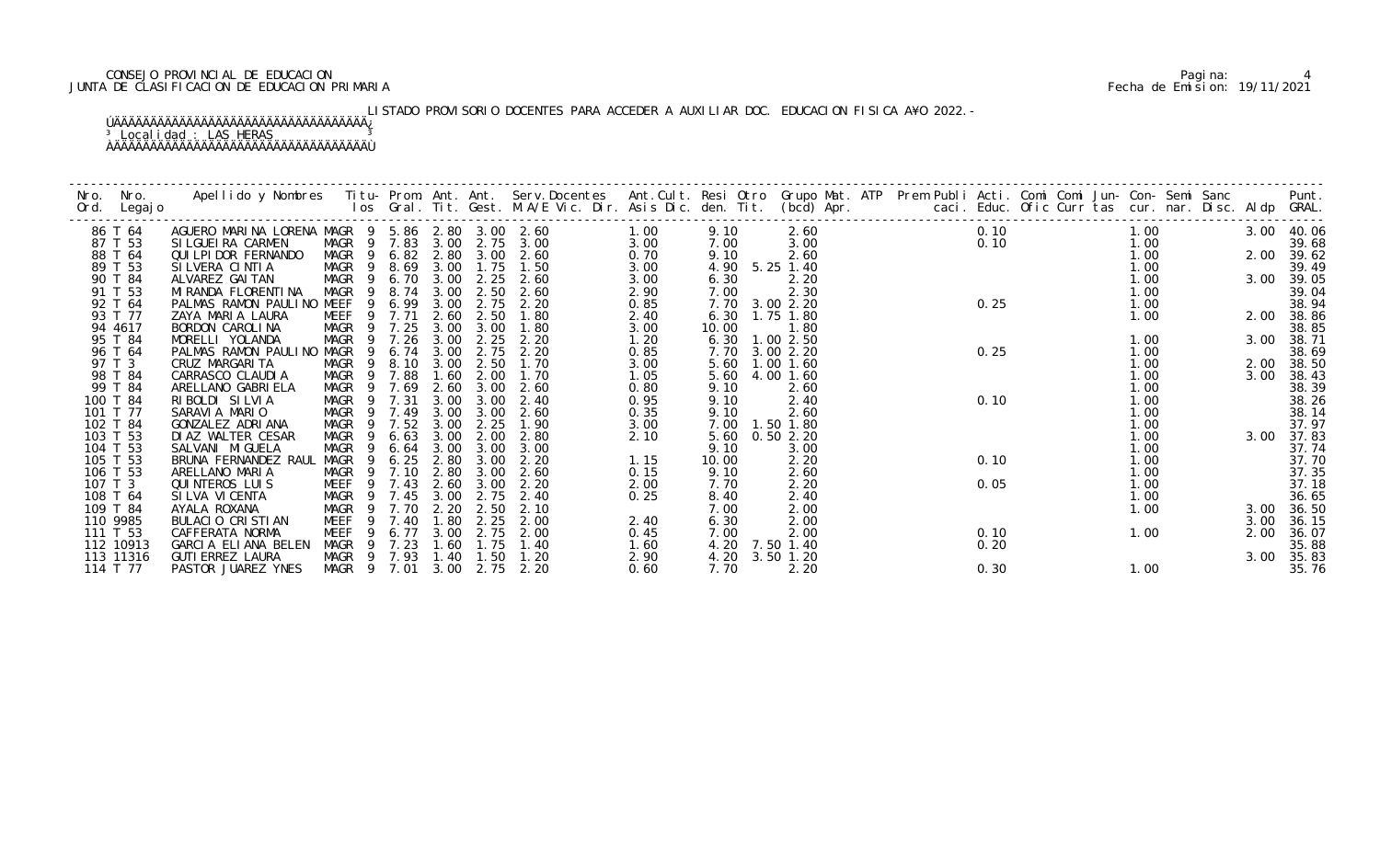CONSEJO PROVINCIAL DE EDUCACION
JUNTA DE CLASIFICACION DE EDUCACION PRIMARIA

Pagina: 4
Fecha de Emision: 19/11/2021

LISTADO PROVISORIO DOCENTES PARA ACCEDER A AUXILIAR DOC. EDUCACION FISICA A¥O 2022.-

Localidad : LAS HERAS

| Nro. Ord. | Nro. Legajo | Apellido y Nombres | Titu- los | Prom. Gral. | Ant. Tit. | Ant. Gest. | Serv.Docentes M.A/E Vic. Dir. | Ant.Cult. Asis Dic. | Resi den. | Otro Tit. | Grupo Mat. (bcd) | ATP Apr. | Prem Publi caci. | Acti. Educ. | Comi Ofic | Comi Curr | Jun- tas | Con- cur. | Semi nar. | Sanc Disc. | Aldp | Punt. GRAL. |
|---|---|---|---|---|---|---|---|---|---|---|---|---|---|---|---|---|---|---|---|---|---|---|
| 86 | T 64 | AGUERO MARINA LORENA | MAGR 9 | 5.86 | 2.80 | 3.00 | 2.60 | 1.00 | 9.10 | | 2.60 | | | 0.10 | | | | 1.00 | | | 3.00 | 40.06 |
| 87 | T 53 | SILGUEIRA CARMEN | MAGR 9 | 7.83 | 3.00 | 2.75 | 3.00 | 3.00 | 7.00 | | 3.00 | | | 0.10 | | | | 1.00 | | | | 39.68 |
| 88 | T 64 | QUILPIDOR FERNANDO | MAGR 9 | 6.82 | 2.80 | 3.00 | 2.60 | 0.70 | 9.10 | | 2.60 | | | | | | | 1.00 | | | 2.00 | 39.62 |
| 89 | T 53 | SILVERA CINTIA | MAGR 9 | 8.69 | 3.00 | 1.75 | 1.50 | 3.00 | 4.90 | 5.25 | 1.40 | | | | | | | 1.00 | | | | 39.49 |
| 90 | T 84 | ALVAREZ GAITAN | MAGR 9 | 6.70 | 3.00 | 2.25 | 2.60 | 3.00 | 6.30 | | 2.20 | | | | | | | 1.00 | | | 3.00 | 39.05 |
| 91 | T 53 | MIRANDA FLORENTINA | MAGR 9 | 8.74 | 3.00 | 2.50 | 2.60 | 2.90 | 7.00 | | 2.30 | | | | | | | 1.00 | | | | 39.04 |
| 92 | T 64 | PALMAS RAMON PAULINO | MEEF 9 | 6.99 | 3.00 | 2.75 | 2.20 | 0.85 | 7.70 | 3.00 | 2.20 | | | 0.25 | | | | 1.00 | | | | 38.94 |
| 93 | T 77 | ZAYA MARIA LAURA | MEEF 9 | 7.71 | 2.60 | 2.50 | 1.80 | 2.40 | 6.30 | 1.75 | 1.80 | | | | | | | 1.00 | | | 2.00 | 38.86 |
| 94 | 4617 | BORDON CAROLINA | MAGR 9 | 7.25 | 3.00 | 3.00 | 1.80 | 3.00 | 10.00 | | 1.80 | | | | | | | | | | | 38.85 |
| 95 | T 84 | MORELLI YOLANDA | MAGR 9 | 7.26 | 3.00 | 2.25 | 2.20 | 1.20 | 6.30 | 1.00 | 2.50 | | | | | | | 1.00 | | | 3.00 | 38.71 |
| 96 | T 64 | PALMAS RAMON PAULINO | MAGR 9 | 6.74 | 3.00 | 2.75 | 2.20 | 0.85 | 7.70 | 3.00 | 2.20 | | | 0.25 | | | | 1.00 | | | | 38.69 |
| 97 | T 3 | CRUZ MARGARITA | MAGR 9 | 8.10 | 3.00 | 2.50 | 1.70 | 3.00 | 5.60 | 1.00 | 1.60 | | | | | | | 1.00 | | | 2.00 | 38.50 |
| 98 | T 84 | CARRASCO CLAUDIA | MAGR 9 | 7.88 | 1.60 | 2.00 | 1.70 | 1.05 | 5.60 | 4.00 | 1.60 | | | | | | | 1.00 | | | 3.00 | 38.43 |
| 99 | T 84 | ARELLANO GABRIELA | MAGR 9 | 7.69 | 2.60 | 3.00 | 2.60 | 0.80 | 9.10 | | 2.60 | | | | | | | 1.00 | | | | 38.39 |
| 100 | T 84 | RIBOLDI SILVIA | MAGR 9 | 7.31 | 3.00 | 3.00 | 2.40 | 0.95 | 9.10 | | 2.40 | | | 0.10 | | | | 1.00 | | | | 38.26 |
| 101 | T 77 | SARAVIA MARIO | MAGR 9 | 7.49 | 3.00 | 3.00 | 2.60 | 0.35 | 9.10 | | 2.60 | | | | | | | 1.00 | | | | 38.14 |
| 102 | T 84 | GONZALEZ ADRIANA | MAGR 9 | 7.52 | 3.00 | 2.25 | 1.90 | 3.00 | 7.00 | 1.50 | 1.80 | | | | | | | 1.00 | | | | 37.97 |
| 103 | T 53 | DIAZ WALTER CESAR | MAGR 9 | 6.63 | 3.00 | 2.00 | 2.80 | 2.10 | 5.60 | 0.50 | 2.20 | | | | | | | 1.00 | | | 3.00 | 37.83 |
| 104 | T 53 | SALVANI MIGUELA | MAGR 9 | 6.64 | 3.00 | 3.00 | 3.00 | | 9.10 | | 3.00 | | | | | | | 1.00 | | | | 37.74 |
| 105 | T 53 | BRUNA FERNANDEZ RAUL | MAGR 9 | 6.25 | 2.80 | 3.00 | 2.20 | 1.15 | 10.00 | | 2.20 | | | 0.10 | | | | 1.00 | | | | 37.70 |
| 106 | T 53 | ARELLANO MARIA | MAGR 9 | 7.10 | 2.80 | 3.00 | 2.60 | 0.15 | 9.10 | | 2.60 | | | | | | | 1.00 | | | | 37.35 |
| 107 | T 3 | QUINTEROS LUIS | MEEF 9 | 7.43 | 2.60 | 3.00 | 2.20 | 2.00 | 7.70 | | 2.20 | | | 0.05 | | | | 1.00 | | | | 37.18 |
| 108 | T 64 | SILVA VICENTA | MAGR 9 | 7.45 | 3.00 | 2.75 | 2.40 | 0.25 | 8.40 | | 2.40 | | | | | | | 1.00 | | | | 36.65 |
| 109 | T 84 | AYALA ROXANA | MAGR 9 | 7.70 | 2.20 | 2.50 | 2.10 | | 7.00 | | 2.00 | | | | | | | 1.00 | | | 3.00 | 36.50 |
| 110 | 9985 | BULACIO CRISTIAN | MEEF 9 | 7.40 | 1.80 | 2.25 | 2.00 | 2.40 | 6.30 | | 2.00 | | | | | | | | | | 3.00 | 36.15 |
| 111 | T 53 | CAFFERATA NORMA | MEEF 9 | 6.77 | 3.00 | 2.75 | 2.00 | 0.45 | 7.00 | | 2.00 | | | 0.10 | | | | 1.00 | | | 2.00 | 36.07 |
| 112 | 10913 | GARCIA ELIANA BELEN | MAGR 9 | 7.23 | 1.60 | 1.75 | 1.40 | 1.60 | 4.20 | 7.50 | 1.40 | | | 0.20 | | | | | | | | 35.88 |
| 113 | 11316 | GUTIERREZ LAURA | MAGR 9 | 7.93 | 1.40 | 1.50 | 1.20 | 2.90 | 4.20 | 3.50 | 1.20 | | | | | | | | | | 3.00 | 35.83 |
| 114 | T 77 | PASTOR JUAREZ YNES | MAGR 9 | 7.01 | 3.00 | 2.75 | 2.20 | 0.60 | 7.70 | | 2.20 | | | 0.30 | | | | 1.00 | | | | 35.76 |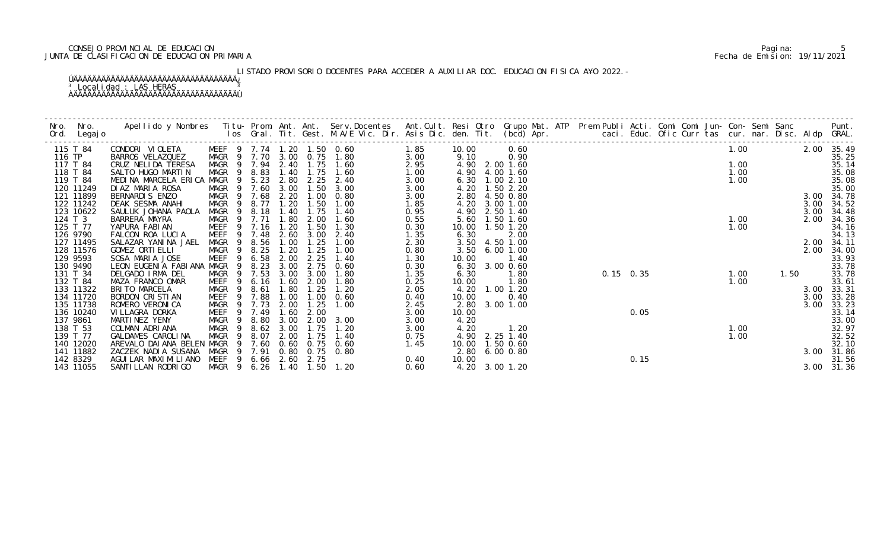CONSEJO PROVINCIAL DE EDUCACION
JUNTA DE CLASIFICACION DE EDUCACION PRIMARIA

LISTADO PROVISORIO DOCENTES PARA ACCEDER A AUXILIAR DOC. EDUCACION FISICA A¥O 2022.-

Localidad : LAS HERAS

| Nro. Ord. | Nro. Legajo | Apellido y Nombres | Titu- los | Prom. Gral. | Ant. Tit. | Ant. Gest. | Serv. Docentes M.A/E Vic. Dir. | Ant. Cult. Asis Dic. | Resi den. | Otro Tit. | Grupo Mat. (bcd) | ATP Apr. | Prem Publi caci. | Acti. Educ. | Comi Ofic | Comi Curr | Jun- tas | Con- cur. | Semi nar. | Sanc Disc. | Aldp | Punt. GRAL. |
|---|---|---|---|---|---|---|---|---|---|---|---|---|---|---|---|---|---|---|---|---|---|---|
| 115 | T 84 | CONDORI VIOLETA | MEEF 9 | 7.74 | 1.20 | 1.50 | 0.60 | 1.85 | 10.00 | | 0.60 | | | | | | | 1.00 | | | 2.00 | 35.49 |
| 116 | TP | BARROS VELAZQUEZ | MAGR 9 | 7.70 | 3.00 | 0.75 | 1.80 | 3.00 | 9.10 | | 0.90 | | | | | | | | | | | 35.25 |
| 117 | T 84 | CRUZ NELIDA TERESA | MAGR 9 | 7.94 | 2.40 | 1.75 | 1.60 | 2.95 | 4.90 | 2.00 | 1.60 | | | | | | | 1.00 | | | | 35.14 |
| 118 | T 84 | SALTO HUGO MARTIN | MAGR 9 | 8.83 | 1.40 | 1.75 | 1.60 | 1.00 | 4.90 | 4.00 | 1.60 | | | | | | | 1.00 | | | | 35.08 |
| 119 | T 84 | MEDINA MARCELA ERICA | MAGR 9 | 5.23 | 2.80 | 2.25 | 2.40 | 3.00 | 6.30 | 1.00 | 2.10 | | | | | | | 1.00 | | | | 35.08 |
| 120 | 11249 | DIAZ MARIA ROSA | MAGR 9 | 7.60 | 3.00 | 1.50 | 3.00 | 3.00 | 4.20 | 1.50 | 2.20 | | | | | | | | | | | 35.00 |
| 121 | 11899 | BERNARDIS ENZO | MAGR 9 | 7.68 | 2.20 | 1.00 | 0.80 | 3.00 | 2.80 | 4.50 | 0.80 | | | | | | | | | | 3.00 | 34.78 |
| 122 | 11242 | DEAK SESMA ANAHI | MAGR 9 | 8.77 | 1.20 | 1.50 | 1.00 | 1.85 | 4.20 | 3.00 | 1.00 | | | | | | | | | | 3.00 | 34.52 |
| 123 | 10622 | SAULUK JOHANA PAOLA | MAGR 9 | 8.18 | 1.40 | 1.75 | 1.40 | 0.95 | 4.90 | 2.50 | 1.40 | | | | | | | | | | 3.00 | 34.48 |
| 124 | T 3 | BARRERA MAYRA | MAGR 9 | 7.71 | 1.80 | 2.00 | 1.60 | 0.55 | 5.60 | 1.50 | 1.60 | | | | | | | 1.00 | | | 2.00 | 34.36 |
| 125 | T 77 | YAPURA FABIAN | MEEF 9 | 7.16 | 1.20 | 1.50 | 1.30 | 0.30 | 10.00 | 1.50 | 1.20 | | | | | | | 1.00 | | | | 34.16 |
| 126 | 9790 | FALCON ROA LUCIA | MEEF 9 | 7.48 | 2.60 | 3.00 | 2.40 | 1.35 | 6.30 | | 2.00 | | | | | | | | | | | 34.13 |
| 127 | 11495 | SALAZAR YANINA JAEL | MAGR 9 | 8.56 | 1.00 | 1.25 | 1.00 | 2.30 | 3.50 | 4.50 | 1.00 | | | | | | | | | | 2.00 | 34.11 |
| 128 | 11576 | GOMEZ ORTIELLI | MAGR 9 | 8.25 | 1.20 | 1.25 | 1.00 | 0.80 | 3.50 | 6.00 | 1.00 | | | | | | | | | | 2.00 | 34.00 |
| 129 | 9593 | SOSA MARIA JOSE | MEEF 9 | 6.58 | 2.00 | 2.25 | 1.40 | 1.30 | 10.00 | | 1.40 | | | | | | | | | | | 33.93 |
| 130 | 9490 | LEON EUGENIA FABIANA | MAGR 9 | 8.23 | 3.00 | 2.75 | 0.60 | 0.30 | 6.30 | 3.00 | 0.60 | | | | | | | | | | | 33.78 |
| 131 | T 34 | DELGADO IRMA DEL | MAGR 9 | 7.53 | 3.00 | 3.00 | 1.80 | 1.35 | 6.30 | | 1.80 | | 0.15 | 0.35 | | | | 1.00 | 1.50 | | | 33.78 |
| 132 | T 84 | MAZA FRANCO OMAR | MEEF 9 | 6.16 | 1.60 | 2.00 | 1.80 | 0.25 | 10.00 | | 1.80 | | | | | | | 1.00 | | | | 33.61 |
| 133 | 11322 | BRITO MARCELA | MAGR 9 | 8.61 | 1.80 | 1.25 | 1.20 | 2.05 | 4.20 | 1.00 | 1.20 | | | | | | | | | | 3.00 | 33.31 |
| 134 | 11720 | BORDON CRISTIAN | MEEF 9 | 7.88 | 1.00 | 1.00 | 0.60 | 0.40 | 10.00 | | 0.40 | | | | | | | | | | 3.00 | 33.28 |
| 135 | 11738 | ROMERO VERONICA | MAGR 9 | 7.73 | 2.00 | 1.25 | 1.00 | 2.45 | 2.80 | 3.00 | 1.00 | | | | | | | | | | 3.00 | 33.23 |
| 136 | 10240 | VILLAGRA DORKA | MEEF 9 | 7.49 | 1.60 | 2.00 | | 3.00 | 10.00 | | | | | 0.05 | | | | | | | | 33.14 |
| 137 | 9861 | MARTINEZ YENY | MAGR 9 | 8.80 | 3.00 | 2.00 | 3.00 | 3.00 | 4.20 | | | | | | | | | | | | | 33.00 |
| 138 | T 53 | COLMAN ADRIANA | MAGR 9 | 8.62 | 3.00 | 1.75 | 1.20 | 3.00 | 4.20 | | 1.20 | | | | | | | 1.00 | | | | 32.97 |
| 139 | T 77 | GALDAMES CAROLINA | MAGR 9 | 8.07 | 2.00 | 1.75 | 1.40 | 0.75 | 4.90 | 2.25 | 1.40 | | | | | | | 1.00 | | | | 32.52 |
| 140 | 12020 | AREVALO DAIANA BELEN | MAGR 9 | 7.60 | 0.60 | 0.75 | 0.60 | 1.45 | 10.00 | 1.50 | 0.60 | | | | | | | | | | | 32.10 |
| 141 | 11882 | ZACZEK NADIA SUSANA | MAGR 9 | 7.91 | 0.80 | 0.75 | 0.80 | | 2.80 | 6.00 | 0.80 | | | | | | | | | | 3.00 | 31.86 |
| 142 | 8329 | AGUILAR MAXIMILIANO | MEEF 9 | 6.66 | 2.60 | 2.75 | | 0.40 | 10.00 | | | | | 0.15 | | | | | | | | 31.56 |
| 143 | 11055 | SANTILLAN RODRIGO | MAGR 9 | 6.26 | 1.40 | 1.50 | 1.20 | 0.60 | 4.20 | 3.00 | 1.20 | | | | | | | | | | 3.00 | 31.36 |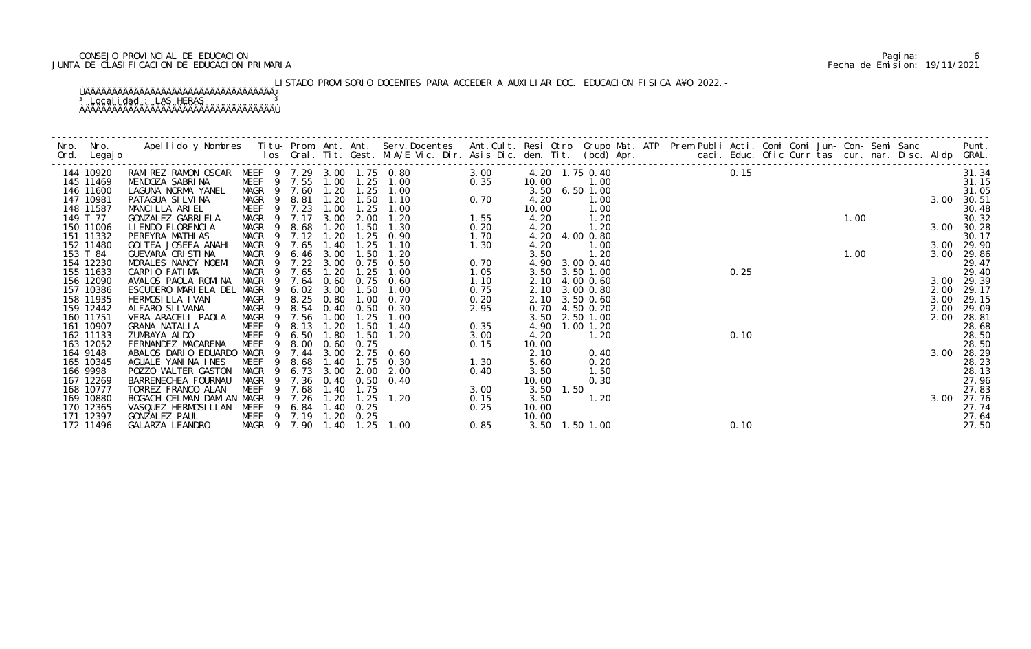CONSEJO PROVINCIAL DE EDUCACION
JUNTA DE CLASIFICACION DE EDUCACION PRIMARIA

LISTADO PROVISORIO DOCENTES PARA ACCEDER A AUXILIAR DOC. EDUCACION FISICA A¥O 2022.-

Localidad : LAS HERAS

| Nro. Ord. | Nro. Legajo | Apellido y Nombres | Titu- los | Prom. Gral. | Ant. Tit. | Ant. Gest. | Serv.Docentes M.A/E Vic. Dir. | Ant.Cult. Asis Dic. | Resi den. | Otro Tit. | Grupo Mat. (bcd) | ATP Apr. | Prem Publi caci. | Acti. Educ. | Comi Ofic | Comi Curr | Jun- tas | Con- cur. | Semi nar. | Sanc Disc. | Aldp | Punt. GRAL. |
|---|---|---|---|---|---|---|---|---|---|---|---|---|---|---|---|---|---|---|---|---|---|---|
| 144 | 10920 | RAMIREZ RAMON OSCAR | MEEF 9 | 7.29 | 3.00 | 1.75 | 0.80 | 3.00 | 4.20 | 1.75 | 0.40 | | | 0.15 | | | | | | | | 31.34 |
| 145 | 11469 | MENDOZA SABRINA | MEEF 9 | 7.55 | 1.00 | 1.25 | 1.00 | 0.35 | 10.00 | | 1.00 | | | | | | | | | | | 31.15 |
| 146 | 11600 | LAGUNA NORMA YANEL | MAGR 9 | 7.60 | 1.20 | 1.25 | 1.00 | | 3.50 | 6.50 | 1.00 | | | | | | | | | | | 31.05 |
| 147 | 10981 | PATAGUA SILVINA | MAGR 9 | 8.81 | 1.20 | 1.50 | 1.10 | 0.70 | 4.20 | | 1.00 | | | | | | | | | | 3.00 | 30.51 |
| 148 | 11587 | MANCILLA ARIEL | MEEF 9 | 7.23 | 1.00 | 1.25 | 1.00 | | 10.00 | | 1.00 | | | | | | | | | | | 30.48 |
| 149 | T 77 | GONZALEZ GABRIELA | MAGR 9 | 7.17 | 3.00 | 2.00 | 1.20 | 1.55 | 4.20 | | 1.20 | | | | | | | 1.00 | | | | 30.32 |
| 150 | 11006 | LIENDO FLORENCIA | MAGR 9 | 8.68 | 1.20 | 1.50 | 1.30 | 0.20 | 4.20 | | 1.20 | | | | | | | | | | 3.00 | 30.28 |
| 151 | 11332 | PEREYRA MATHIAS | MAGR 9 | 7.12 | 1.20 | 1.25 | 0.90 | 1.70 | 4.20 | 4.00 | 0.80 | | | | | | | | | | | 30.17 |
| 152 | 11480 | GOITEA JOSEFA ANAHI | MAGR 9 | 7.65 | 1.40 | 1.25 | 1.10 | 1.30 | 4.20 | | 1.00 | | | | | | | | | | 3.00 | 29.90 |
| 153 | T 84 | GUEVARA CRISTINA | MAGR 9 | 6.46 | 3.00 | 1.50 | 1.20 | | 3.50 | | 1.20 | | | | | | | 1.00 | | | 3.00 | 29.86 |
| 154 | 12230 | MORALES NANCY NOEMI | MAGR 9 | 7.22 | 3.00 | 0.75 | 0.50 | 0.70 | 4.90 | 3.00 | 0.40 | | | | | | | | | | | 29.47 |
| 155 | 11633 | CARPIO FATIMA | MAGR 9 | 7.65 | 1.20 | 1.25 | 1.00 | 1.05 | 3.50 | 3.50 | 1.00 | | | 0.25 | | | | | | | | 29.40 |
| 156 | 12090 | AVALOS PAOLA ROMINA | MAGR 9 | 7.64 | 0.60 | 0.75 | 0.60 | 1.10 | 2.10 | 4.00 | 0.60 | | | | | | | | | | 3.00 | 29.39 |
| 157 | 10386 | ESCUDERO MARIELA DEL | MAGR 9 | 6.02 | 3.00 | 1.50 | 1.00 | 0.75 | 2.10 | 3.00 | 0.80 | | | | | | | | | | 2.00 | 29.17 |
| 158 | 11935 | HERMOSILLA IVAN | MAGR 9 | 8.25 | 0.80 | 1.00 | 0.70 | 0.20 | 2.10 | 3.50 | 0.60 | | | | | | | | | | 3.00 | 29.15 |
| 159 | 12442 | ALFARO SILVANA | MAGR 9 | 8.54 | 0.40 | 0.50 | 0.30 | 2.95 | 0.70 | 4.50 | 0.20 | | | | | | | | | | 2.00 | 29.09 |
| 160 | 11751 | VERA ARACELI PAOLA | MAGR 9 | 7.56 | 1.00 | 1.25 | 1.00 | | 3.50 | 2.50 | 1.00 | | | | | | | | | | 2.00 | 28.81 |
| 161 | 10907 | GRANA NATALIA | MEEF 9 | 8.13 | 1.20 | 1.50 | 1.40 | 0.35 | 4.90 | 1.00 | 1.20 | | | | | | | | | | | 28.68 |
| 162 | 11133 | ZUMBAYA ALDO | MEEF 9 | 6.50 | 1.80 | 1.50 | 1.20 | 3.00 | 4.20 | | 1.20 | | | 0.10 | | | | | | | | 28.50 |
| 163 | 12052 | FERNANDEZ MACARENA | MEEF 9 | 8.00 | 0.60 | 0.75 | | 0.15 | 10.00 | | | | | | | | | | | | | 28.50 |
| 164 | 9148 | ABALOS DARIO EDUARDO | MAGR 9 | 7.44 | 3.00 | 2.75 | 0.60 | | 2.10 | | 0.40 | | | | | | | | | | 3.00 | 28.29 |
| 165 | 10345 | AGUALE YANINA INES | MEEF 9 | 8.68 | 1.40 | 1.75 | 0.30 | 1.30 | 5.60 | | 0.20 | | | | | | | | | | | 28.23 |
| 166 | 9998 | POZZO WALTER GASTON | MAGR 9 | 6.73 | 3.00 | 2.00 | 2.00 | 0.40 | 3.50 | | 1.50 | | | | | | | | | | | 28.13 |
| 167 | 12269 | BARRENECHEA FOURNAU | MAGR 9 | 7.36 | 0.40 | 0.50 | 0.40 | | 10.00 | | 0.30 | | | | | | | | | | | 27.96 |
| 168 | 10777 | TORREZ FRANCO ALAN | MEEF 9 | 7.68 | 1.40 | 1.75 | | 3.00 | 3.50 | 1.50 | | | | | | | | | | | | 27.83 |
| 169 | 10880 | BOGACH CELMAN DAMIAN | MAGR 9 | 7.26 | 1.20 | 1.25 | 1.20 | 0.15 | 3.50 | | 1.20 | | | | | | | | | | 3.00 | 27.76 |
| 170 | 12365 | VASQUEZ HERMOSILLAN | MEEF 9 | 6.84 | 1.40 | 0.25 | | 0.25 | 10.00 | | | | | | | | | | | | | 27.74 |
| 171 | 12397 | GONZALEZ PAUL | MEEF 9 | 7.19 | 1.20 | 0.25 | | | 10.00 | | | | | | | | | | | | | 27.64 |
| 172 | 11496 | GALARZA LEANDRO | MAGR 9 | 7.90 | 1.40 | 1.25 | 1.00 | 0.85 | 3.50 | 1.50 | 1.00 | | | 0.10 | | | | | | | | 27.50 |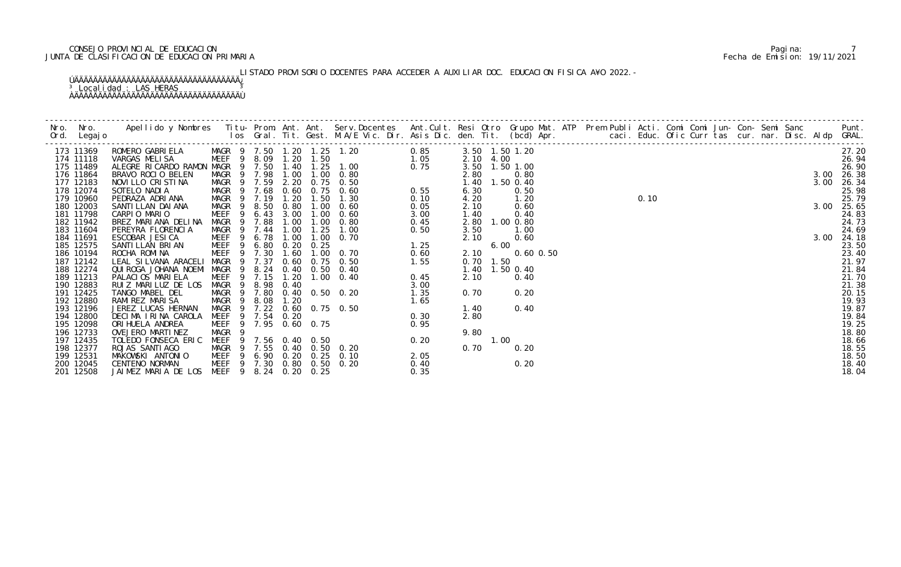CONSEJO PROVINCIAL DE EDUCACION
JUNTA DE CLASIFICACION DE EDUCACION PRIMARIA

Pagina: 7
Fecha de Emision: 19/11/2021

LISTADO PROVISORIO DOCENTES PARA ACCEDER A AUXILIAR DOC. EDUCACION FISICA A¥O 2022.-

Localidad : LAS HERAS

| Nro. Ord. | Nro. Legajo | Apellido y Nombres | Titu- los | Prom. Gral. | Ant. Tit. | Ant. Gest. | Serv.Docentes M.A/E Vic. Dir. | Ant.Cult. Asis Dic. | Resi den. | Otro Tit. | Grupo Mat. (bcd) | ATP Apr. | Prem Publi caci. | Acti. Educ. | Comi Ofic | Comi Curr | Jun- tas | Con- cur. | Semi nar. | Sanc Disc. | Aldp | Punt. GRAL. |
|---|---|---|---|---|---|---|---|---|---|---|---|---|---|---|---|---|---|---|---|---|---|---|
| 173 | 11369 | ROMERO GABRIELA | MAGR 9 | 7.50 | 1.20 | 1.25 | 1.20 | 0.85 | 3.50 | 1.50 | 1.20 | | | | | | | | | | | 27.20 |
| 174 | 11118 | VARGAS MELISA | MEEF 9 | 8.09 | 1.20 | 1.50 | | 1.05 | 2.10 | 4.00 | | | | | | | | | | | | 26.94 |
| 175 | 11489 | ALEGRE RICARDO RAMON | MAGR 9 | 7.50 | 1.40 | 1.25 | 1.00 | 0.75 | 3.50 | 1.50 | 1.00 | | | | | | | | | | | 26.90 |
| 176 | 11864 | BRAVO ROCIO BELEN | MAGR 9 | 7.98 | 1.00 | 1.00 | 0.80 | | 2.80 | | 0.80 | | | | | | | | | | 3.00 | 26.38 |
| 177 | 12183 | NOVILLO CRISTINA | MAGR 9 | 7.59 | 2.20 | 0.75 | 0.50 | | 1.40 | 1.50 | 0.40 | | | | | | | | | | 3.00 | 26.34 |
| 178 | 12074 | SOTELO NADIA | MAGR 9 | 7.68 | 0.60 | 0.75 | 0.60 | 0.55 | 6.30 | | 0.50 | | | | | | | | | | | 25.98 |
| 179 | 10960 | PEDRAZA ADRIANA | MAGR 9 | 7.19 | 1.20 | 1.50 | 1.30 | 0.10 | 4.20 | | 1.20 | | | 0.10 | | | | | | | | 25.79 |
| 180 | 12003 | SANTILLAN DAIANA | MAGR 9 | 8.50 | 0.80 | 1.00 | 0.60 | 0.05 | 2.10 | | 0.60 | | | | | | | | | | 3.00 | 25.65 |
| 181 | 11798 | CARPIO MARIO | MEEF 9 | 6.43 | 3.00 | 1.00 | 0.60 | 3.00 | 1.40 | | 0.40 | | | | | | | | | | | 24.83 |
| 182 | 11942 | BREZ MARIANA DELINA | MAGR 9 | 7.88 | 1.00 | 1.00 | 0.80 | 0.45 | 2.80 | 1.00 | 0.80 | | | | | | | | | | | 24.73 |
| 183 | 11604 | PEREYRA FLORENCIA | MAGR 9 | 7.44 | 1.00 | 1.25 | 1.00 | 0.50 | 3.50 | | 1.00 | | | | | | | | | | | 24.69 |
| 184 | 11691 | ESCOBAR JESICA | MEEF 9 | 6.78 | 1.00 | 1.00 | 0.70 | | 2.10 | | 0.60 | | | | | | | | | | 3.00 | 24.18 |
| 185 | 12575 | SANTILLAN BRIAN | MEEF 9 | 6.80 | 0.20 | 0.25 | | 1.25 | | 6.00 | | | | | | | | | | | | 23.50 |
| 186 | 10194 | ROCHA ROMINA | MEEF 9 | 7.30 | 1.60 | 1.00 | 0.70 | 0.60 | 2.10 | | 0.60 | 0.50 | | | | | | | | | | 23.40 |
| 187 | 12142 | LEAL SILVANA ARACELI | MAGR 9 | 7.37 | 0.60 | 0.75 | 0.50 | 1.55 | 0.70 | 1.50 | | | | | | | | | | | | 21.97 |
| 188 | 12274 | QUIROGA JOHANA NOEMI | MAGR 9 | 8.24 | 0.40 | 0.50 | 0.40 | | 1.40 | 1.50 | 0.40 | | | | | | | | | | | 21.84 |
| 189 | 11213 | PALACIOS MARIELA | MEEF 9 | 7.15 | 1.20 | 1.00 | 0.40 | 0.45 | 2.10 | | 0.40 | | | | | | | | | | | 21.70 |
| 190 | 12883 | RUIZ MARILUZ DE LOS | MAGR 9 | 8.98 | 0.40 | | | 3.00 | | | | | | | | | | | | | | 21.38 |
| 191 | 12425 | TANGO MABEL DEL | MAGR 9 | 7.80 | 0.40 | 0.50 | 0.20 | 1.35 | 0.70 | | 0.20 | | | | | | | | | | | 20.15 |
| 192 | 12880 | RAMIREZ MARISA | MAGR 9 | 8.08 | 1.20 | | | 1.65 | | | | | | | | | | | | | | 19.93 |
| 193 | 12196 | JEREZ LUCAS HERNAN | MAGR 9 | 7.22 | 0.60 | 0.75 | 0.50 | | 1.40 | | 0.40 | | | | | | | | | | | 19.87 |
| 194 | 12800 | DECIMA IRINA CAROLA | MEEF 9 | 7.54 | 0.20 | | | 0.30 | 2.80 | | | | | | | | | | | | | 19.84 |
| 195 | 12098 | ORIHUELA ANDREA | MEEF 9 | 7.95 | 0.60 | 0.75 | | 0.95 | | | | | | | | | | | | | | 19.25 |
| 196 | 12733 | OVEJERO MARTINEZ | MAGR 9 | | | | | | 9.80 | | | | | | | | | | | | | 18.80 |
| 197 | 12435 | TOLEDO FONSECA ERIC | MEEF 9 | 7.56 | 0.40 | 0.50 | | 0.20 | | 1.00 | | | | | | | | | | | | 18.66 |
| 198 | 12377 | ROJAS SANTIAGO | MAGR 9 | 7.55 | 0.40 | 0.50 | 0.20 | | 0.70 | | 0.20 | | | | | | | | | | | 18.55 |
| 199 | 12531 | MAKOWSKI ANTONIO | MEEF 9 | 6.90 | 0.20 | 0.25 | 0.10 | 2.05 | | | | | | | | | | | | | | 18.50 |
| 200 | 12045 | CENTENO NORMAN | MEEF 9 | 7.30 | 0.80 | 0.50 | 0.20 | 0.40 | | | 0.20 | | | | | | | | | | | 18.40 |
| 201 | 12508 | JAIMEZ MARIA DE LOS | MEEF 9 | 8.24 | 0.20 | 0.25 | | 0.35 | | | | | | | | | | | | | | 18.04 |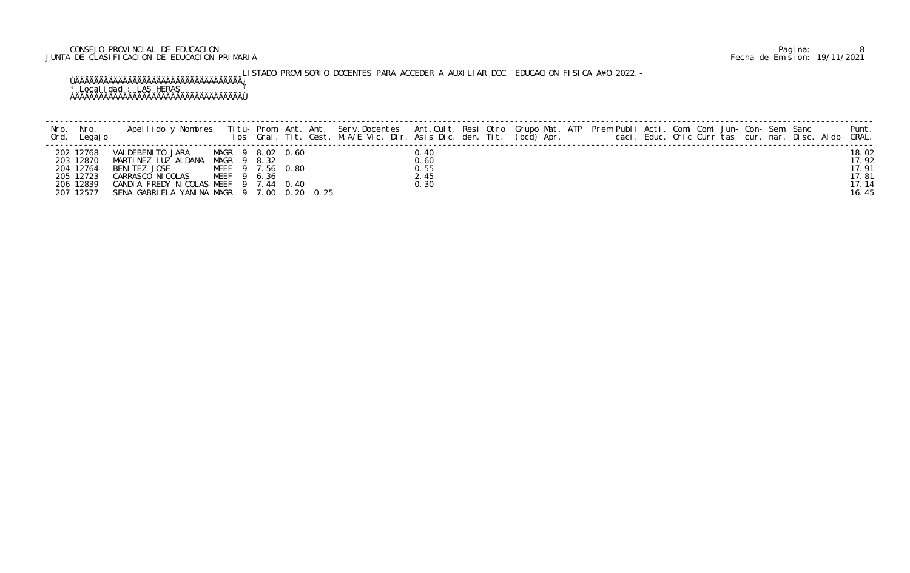CONSEJO PROVINCIAL DE EDUCACION
JUNTA DE CLASIFICACION DE EDUCACION PRIMARIA

Pagina: 8
Fecha de Emision: 19/11/2021

LISTADO PROVISORIO DOCENTES PARA ACCEDER A AUXILIAR DOC. EDUCACION FISICA A¥O 2022.-

Localidad : LAS HERAS

| Nro. Ord. | Nro. Legajo | Apellido y Nombres | Titu-los | Prom. Gral. | Ant. Tit. | Ant. Gest. | Serv.Docentes M.A/E Vic. Dir. | Ant.Cult. Asis Dic. | Resi den. | Otro Tit. | Grupo Mat. (bcd) Apr. | ATP | Prem | Publi caci. | Acti. Educ. | Comi Ofic | Comi Curr | Jun-tas | Con-cur. | Semi nar. | Sanc Disc. | Aldp | Punt. GRAL. |
|---|---|---|---|---|---|---|---|---|---|---|---|---|---|---|---|---|---|---|---|---|---|---|---|
| 202 | 12768 | VALDEBENITO JARA | MAGR 9 | 8.02 | 0.60 | | | 0.40 | | | | | | | | | | | | | | | 18.02 |
| 203 | 12870 | MARTINEZ LUZ ALDANA | MAGR 9 | 8.32 | | | | 0.60 | | | | | | | | | | | | | | | 17.92 |
| 204 | 12764 | BENITEZ JOSE | MEEF 9 | 7.56 | 0.80 | | | 0.55 | | | | | | | | | | | | | | | 17.91 |
| 205 | 12723 | CARRASCO NICOLAS | MEEF 9 | 6.36 | | | | 2.45 | | | | | | | | | | | | | | | 17.81 |
| 206 | 12839 | CANDIA FREDY NICOLAS | MEEF 9 | 7.44 | 0.40 | | | 0.30 | | | | | | | | | | | | | | | 17.14 |
| 207 | 12577 | SENA GABRIELA YANINA | MAGR 9 | 7.00 | 0.20 | 0.25 | | | | | | | | | | | | | | | | | 16.45 |